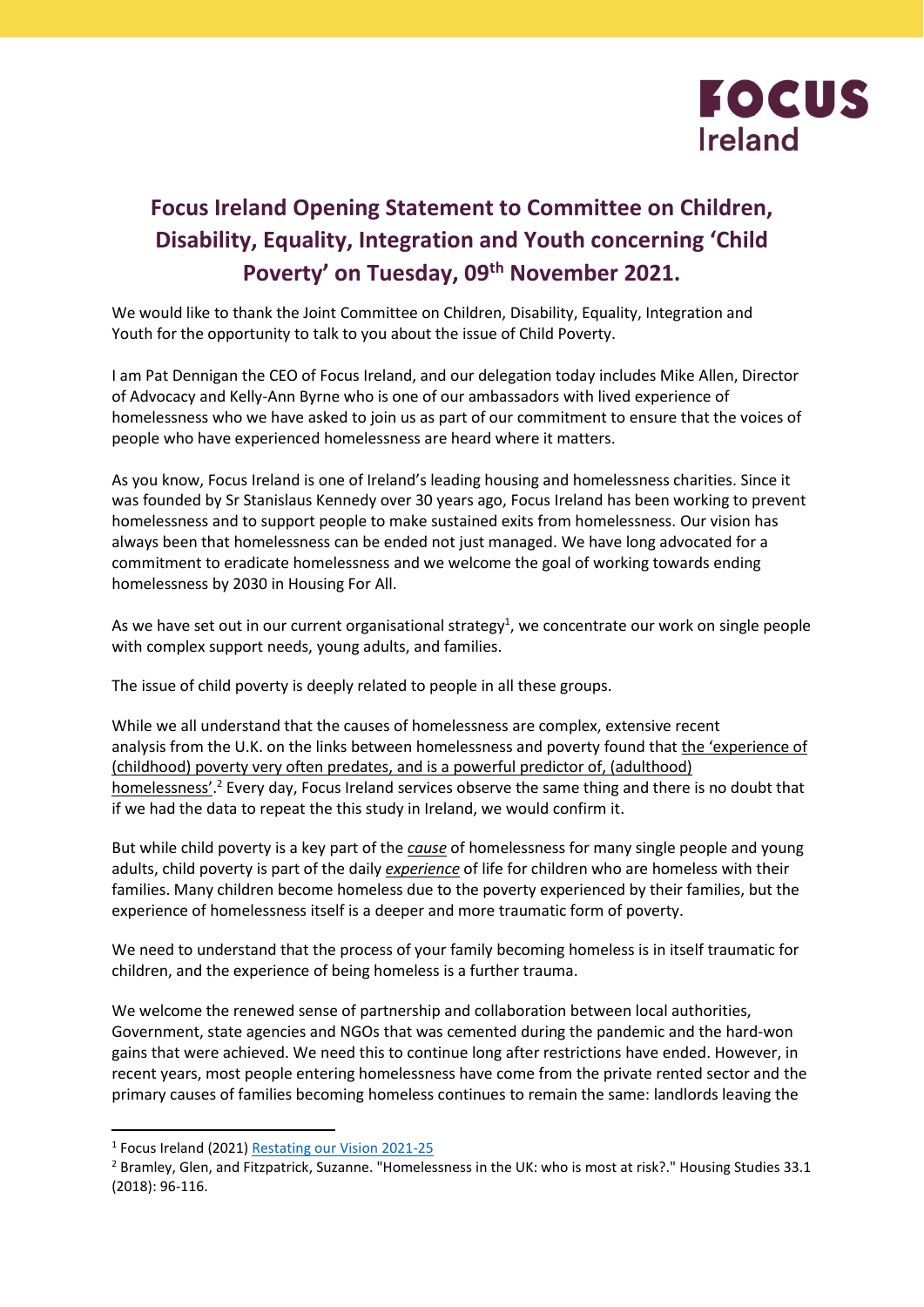# Focus Ireland Opening Statement to Committee on Children, Disability, Equality, Integration and Youth concerning 'Child Poverty' on Tuesday, 09th November 2021.

We would like to thank the Joint Committee on Children, Disability, Equality, Integration and Youth for the opportunity to talk to you about the issue of Child Poverty.

I am Pat Dennigan the CEO of Focus Ireland, and our delegation today includes Mike Allen, Director of Advocacy and Kelly-Ann Byrne who is one of our ambassadors with lived experience of homelessness who we have asked to join us as part of our commitment to ensure that the voices of people who have experienced homelessness are heard where it matters.

As you know, Focus Ireland is one of Ireland's leading housing and homelessness charities. Since it was founded by Sr Stanislaus Kennedy over 30 years ago, Focus Ireland has been working to prevent homelessness and to support people to make sustained exits from homelessness. Our vision has always been that homelessness can be ended not just managed. We have long advocated for a commitment to eradicate homelessness and we welcome the goal of working towards ending homelessness by 2030 in Housing For All.

As we have set out in our current organisational strategy[1], we concentrate our work on single people with complex support needs, young adults, and families.

The issue of child poverty is deeply related to people in all these groups.

While we all understand that the causes of homelessness are complex, extensive recent analysis from the U.K. on the links between homelessness and poverty found that the 'experience of (childhood) poverty very often predates, and is a powerful predictor of, (adulthood) homelessness'.[2] Every day, Focus Ireland services observe the same thing and there is no doubt that if we had the data to repeat the this study in Ireland, we would confirm it.

But while child poverty is a key part of the ***cause*** of homelessness for many single people and young adults, child poverty is part of the daily ***experience*** of life for children who are homeless with their families. Many children become homeless due to the poverty experienced by their families, but the experience of homelessness itself is a deeper and more traumatic form of poverty.

We need to understand that the process of your family becoming homeless is in itself traumatic for children, and the experience of being homeless is a further trauma.

We welcome the renewed sense of partnership and collaboration between local authorities, Government, state agencies and NGOs that was cemented during the pandemic and the hard-won gains that were achieved. We need this to continue long after restrictions have ended. However, in recent years, most people entering homelessness have come from the private rented sector and the primary causes of families becoming homeless continues to remain the same: landlords leaving the

---

[1] Focus Ireland (2021) Restating our Vision 2021-25

[2] Bramley, Glen, and Fitzpatrick, Suzanne. "Homelessness in the UK: who is most at risk?." Housing Studies 33.1 (2018): 96-116.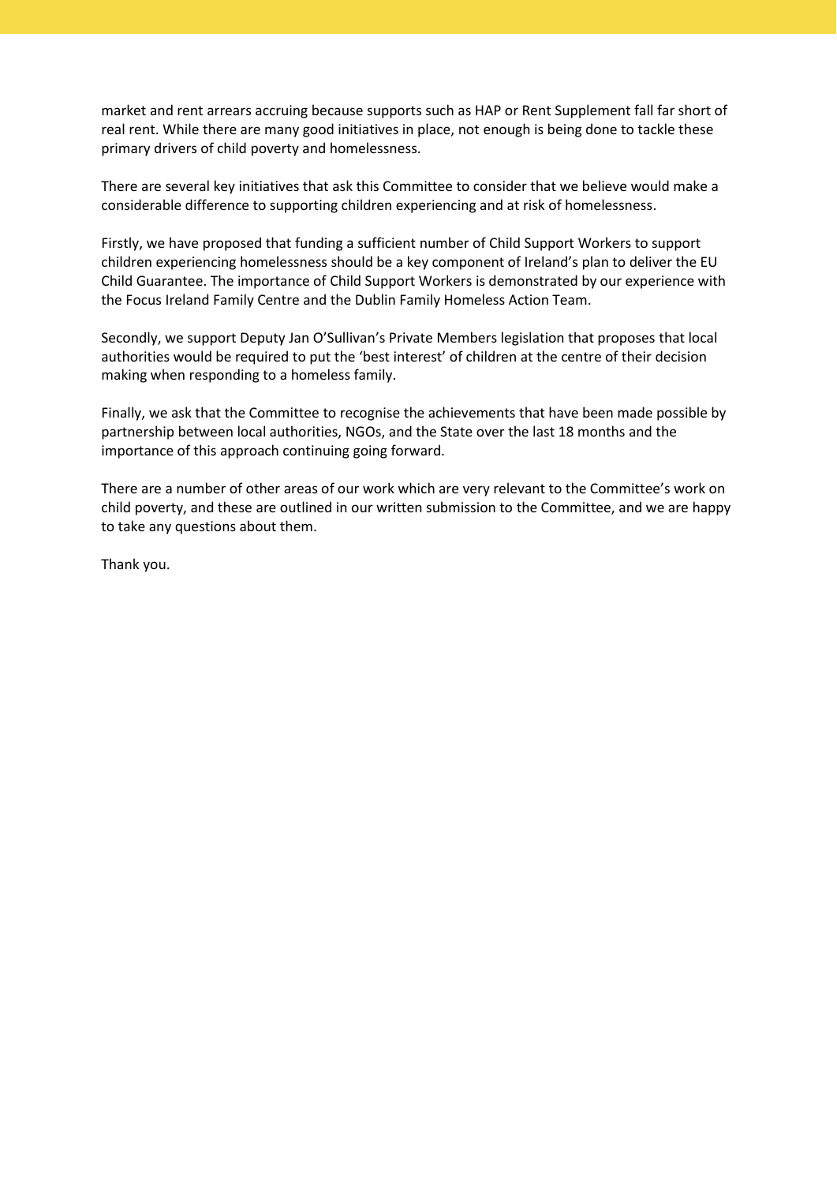market and rent arrears accruing because supports such as HAP or Rent Supplement fall far short of real rent. While there are many good initiatives in place, not enough is being done to tackle these primary drivers of child poverty and homelessness.

There are several key initiatives that ask this Committee to consider that we believe would make a considerable difference to supporting children experiencing and at risk of homelessness.

Firstly, we have proposed that funding a sufficient number of Child Support Workers to support children experiencing homelessness should be a key component of Ireland's plan to deliver the EU Child Guarantee. The importance of Child Support Workers is demonstrated by our experience with the Focus Ireland Family Centre and the Dublin Family Homeless Action Team.

Secondly, we support Deputy Jan O'Sullivan's Private Members legislation that proposes that local authorities would be required to put the 'best interest' of children at the centre of their decision making when responding to a homeless family.

Finally, we ask that the Committee to recognise the achievements that have been made possible by partnership between local authorities, NGOs, and the State over the last 18 months and the importance of this approach continuing going forward.

There are a number of other areas of our work which are very relevant to the Committee's work on child poverty, and these are outlined in our written submission to the Committee, and we are happy to take any questions about them.

Thank you.